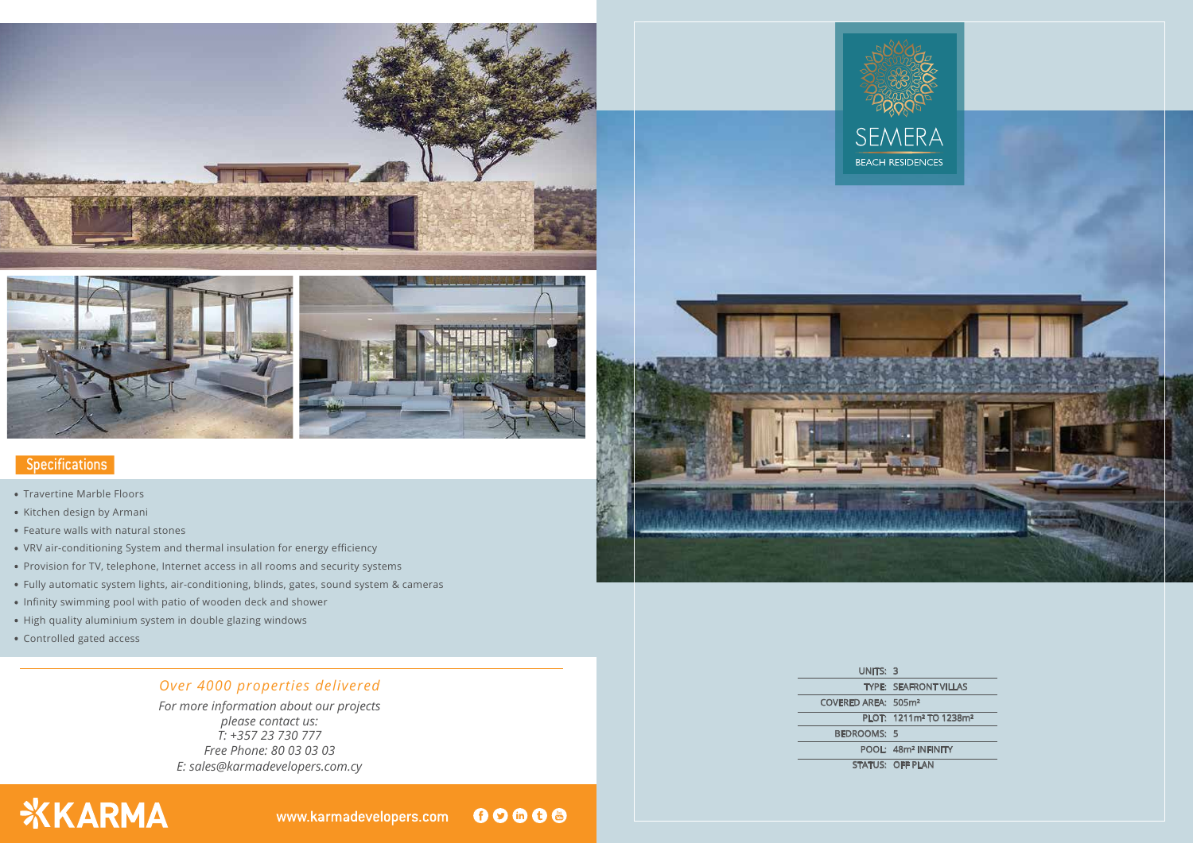# SEMERA

BEACH RESIDENCES

## Specifications

- Travertine Marble Floors
- Kitchen design by Armani
- Feature walls with natural stones
- VRV air-conditioning System and thermal insulation for energy efficiency
- Provision for TV, telephone, Internet access in all rooms and security systems
- Fully automatic system lights, air-conditioning, blinds, gates, sound system & cameras
- Infinity swimming pool with patio of wooden deck and shower
- High quality aluminium system in double glazing windows
- Controlled gated access

| | |
|---|---|
| UNITS: | 3 |
| TYPE: | SEAFRONT VILLAS |
| COVERED AREA: | 505m² |
| PLOT: | 1211m² TO 1238m² |
| BEDROOMS: | 5 |
| POOL: | 48m² INFINITY |
| STATUS: | OFF PLAN |

*Over 4000 properties delivered*

*For more information about our projects please contact us:*
*T: +357 23 730 777*
*Free Phone: 80 03 03 03*
*E: sales@karmadevelopers.com.cy*

KARMA

www.karmadevelopers.com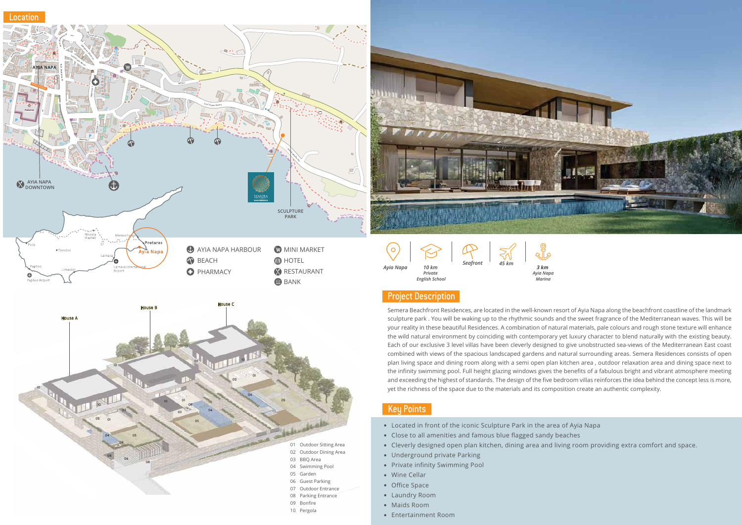## Location

AYIA NAPA DOWNTOWN

SCULPTURE PARK

AYIA NAPA HARBOUR
BEACH
PHARMACY
MINI MARKET
HOTEL
RESTAURANT
BANK

House A
House B
House C

01 Outdoor Sitting Area
02 Outdoor Dining Area
03 BBQ Area
04 Swimming Pool
05 Garden
06 Guest Parking
07 Outdoor Entrance
08 Parking Entrance
09 Bonfire
10 Pergola

*Ayia Napa*

*10 km Private English School*

*Seafront*

*45 km*

*3 km Ayia Napa Marina*

## Project Description

Semera Beachfront Residences, are located in the well-known resort of Ayia Napa along the beachfront coastline of the landmark sculpture park . You will be waking up to the rhythmic sounds and the sweet fragrance of the Mediterranean waves. This will be your reality in these beautiful Residences. A combination of natural materials, pale colours and rough stone texture will enhance the wild natural environment by coinciding with contemporary yet luxury character to blend naturally with the existing beauty. Each of our exclusive 3 level villas have been cleverly designed to give unobstructed sea-views of the Mediterranean East coast combined with views of the spacious landscaped gardens and natural surrounding areas. Semera Residences consists of open plan living space and dining room along with a semi open plan kitchen area , outdoor relaxation area and dining space next to the infinity swimming pool. Full height glazing windows gives the benefits of a fabulous bright and vibrant atmosphere meeting and exceeding the highest of standards. The design of the five bedroom villas reinforces the idea behind the concept less is more, yet the richness of the space due to the materials and its composition create an authentic complexity.

## Key Points

- Located in front of the iconic Sculpture Park in the area of Ayia Napa
- Close to all amenities and famous blue flagged sandy beaches
- Cleverly designed open plan kitchen, dining area and living room providing extra comfort and space.
- Underground private Parking
- Private infinity Swimming Pool
- Wine Cellar
- Office Space
- Laundry Room
- Maids Room
- Entertainment Room